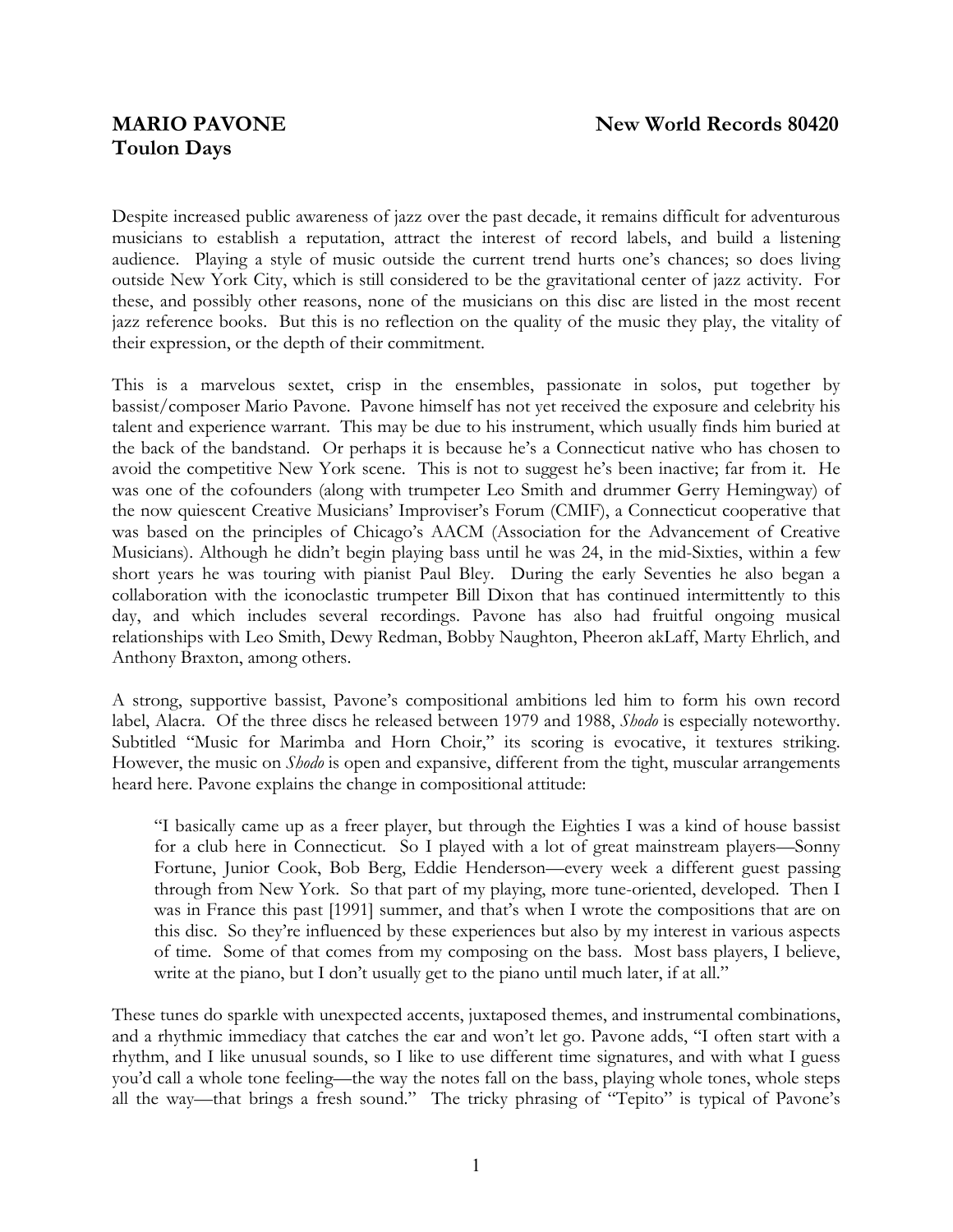**MARIO PAVONE** **New World Records 80420**

**Toulon Days**

Despite increased public awareness of jazz over the past decade, it remains difficult for adventurous musicians to establish a reputation, attract the interest of record labels, and build a listening audience. Playing a style of music outside the current trend hurts one's chances; so does living outside New York City, which is still considered to be the gravitational center of jazz activity. For these, and possibly other reasons, none of the musicians on this disc are listed in the most recent jazz reference books. But this is no reflection on the quality of the music they play, the vitality of their expression, or the depth of their commitment.

This is a marvelous sextet, crisp in the ensembles, passionate in solos, put together by bassist/composer Mario Pavone. Pavone himself has not yet received the exposure and celebrity his talent and experience warrant. This may be due to his instrument, which usually finds him buried at the back of the bandstand. Or perhaps it is because he's a Connecticut native who has chosen to avoid the competitive New York scene. This is not to suggest he's been inactive; far from it. He was one of the cofounders (along with trumpeter Leo Smith and drummer Gerry Hemingway) of the now quiescent Creative Musicians' Improviser's Forum (CMIF), a Connecticut cooperative that was based on the principles of Chicago's AACM (Association for the Advancement of Creative Musicians). Although he didn't begin playing bass until he was 24, in the mid-Sixties, within a few short years he was touring with pianist Paul Bley. During the early Seventies he also began a collaboration with the iconoclastic trumpeter Bill Dixon that has continued intermittently to this day, and which includes several recordings. Pavone has also had fruitful ongoing musical relationships with Leo Smith, Dewy Redman, Bobby Naughton, Pheeron akLaff, Marty Ehrlich, and Anthony Braxton, among others.

A strong, supportive bassist, Pavone's compositional ambitions led him to form his own record label, Alacra. Of the three discs he released between 1979 and 1988, *Shodo* is especially noteworthy. Subtitled "Music for Marimba and Horn Choir," its scoring is evocative, it textures striking. However, the music on *Shodo* is open and expansive, different from the tight, muscular arrangements heard here. Pavone explains the change in compositional attitude:

> "I basically came up as a freer player, but through the Eighties I was a kind of house bassist for a club here in Connecticut. So I played with a lot of great mainstream players—Sonny Fortune, Junior Cook, Bob Berg, Eddie Henderson—every week a different guest passing through from New York. So that part of my playing, more tune-oriented, developed. Then I was in France this past [1991] summer, and that's when I wrote the compositions that are on this disc. So they're influenced by these experiences but also by my interest in various aspects of time. Some of that comes from my composing on the bass. Most bass players, I believe, write at the piano, but I don't usually get to the piano until much later, if at all."

These tunes do sparkle with unexpected accents, juxtaposed themes, and instrumental combinations, and a rhythmic immediacy that catches the ear and won't let go. Pavone adds, "I often start with a rhythm, and I like unusual sounds, so I like to use different time signatures, and with what I guess you'd call a whole tone feeling—the way the notes fall on the bass, playing whole tones, whole steps all the way—that brings a fresh sound." The tricky phrasing of "Tepito" is typical of Pavone's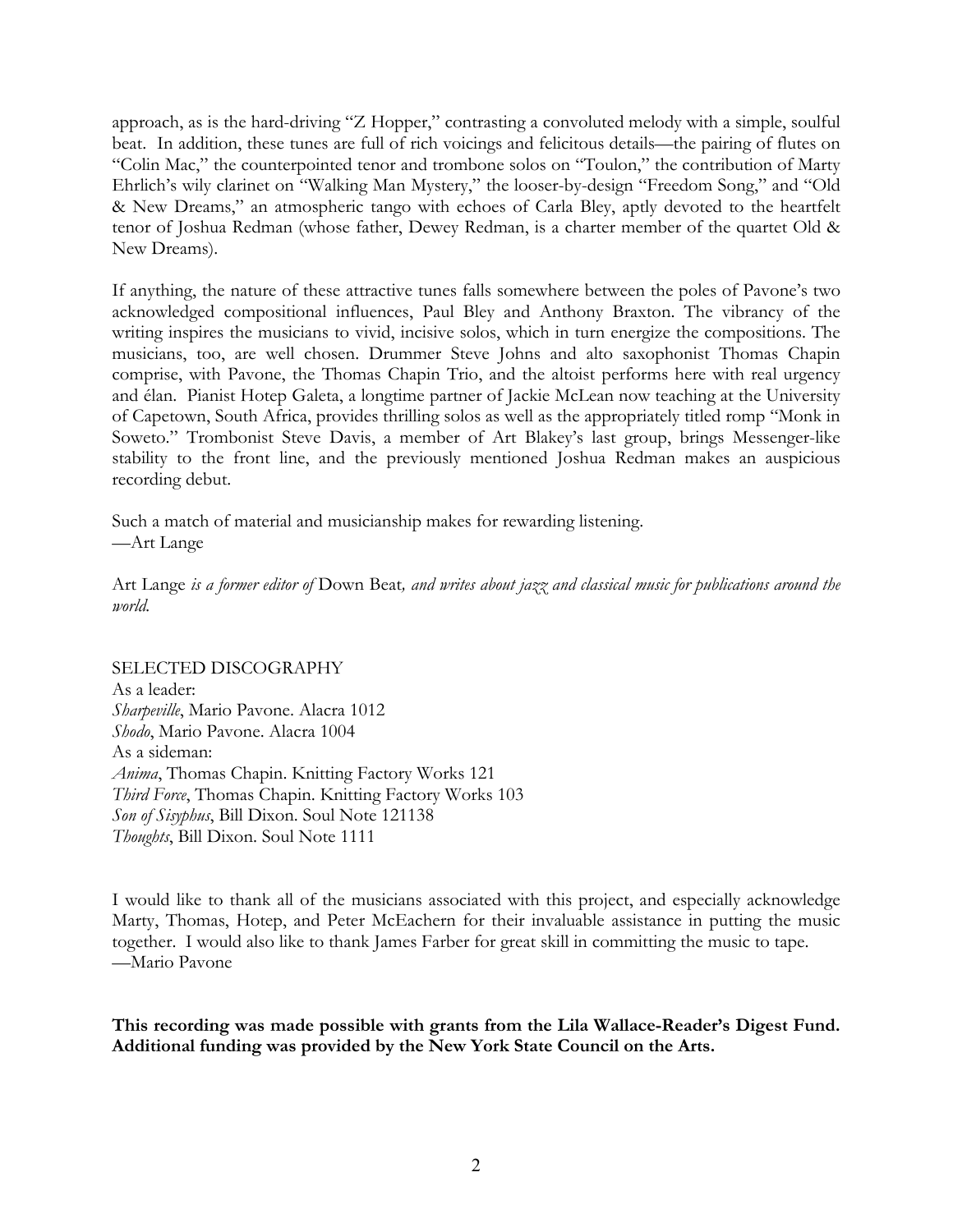approach, as is the hard-driving "Z Hopper," contrasting a convoluted melody with a simple, soulful beat. In addition, these tunes are full of rich voicings and felicitous details—the pairing of flutes on "Colin Mac," the counterpointed tenor and trombone solos on "Toulon," the contribution of Marty Ehrlich's wily clarinet on "Walking Man Mystery," the looser-by-design "Freedom Song," and "Old & New Dreams," an atmospheric tango with echoes of Carla Bley, aptly devoted to the heartfelt tenor of Joshua Redman (whose father, Dewey Redman, is a charter member of the quartet Old & New Dreams).

If anything, the nature of these attractive tunes falls somewhere between the poles of Pavone's two acknowledged compositional influences, Paul Bley and Anthony Braxton. The vibrancy of the writing inspires the musicians to vivid, incisive solos, which in turn energize the compositions. The musicians, too, are well chosen. Drummer Steve Johns and alto saxophonist Thomas Chapin comprise, with Pavone, the Thomas Chapin Trio, and the altoist performs here with real urgency and élan. Pianist Hotep Galeta, a longtime partner of Jackie McLean now teaching at the University of Capetown, South Africa, provides thrilling solos as well as the appropriately titled romp "Monk in Soweto." Trombonist Steve Davis, a member of Art Blakey's last group, brings Messenger-like stability to the front line, and the previously mentioned Joshua Redman makes an auspicious recording debut.

Such a match of material and musicianship makes for rewarding listening.
—Art Lange

Art Lange *is a former editor of* Down Beat*, and writes about jazz and classical music for publications around the world.*

SELECTED DISCOGRAPHY
As a leader:
*Sharpeville*, Mario Pavone. Alacra 1012
*Shodo*, Mario Pavone. Alacra 1004
As a sideman:
*Anima*, Thomas Chapin. Knitting Factory Works 121
*Third Force*, Thomas Chapin. Knitting Factory Works 103
*Son of Sisyphus*, Bill Dixon. Soul Note 121138
*Thoughts*, Bill Dixon. Soul Note 1111

I would like to thank all of the musicians associated with this project, and especially acknowledge Marty, Thomas, Hotep, and Peter McEachern for their invaluable assistance in putting the music together. I would also like to thank James Farber for great skill in committing the music to tape.
—Mario Pavone

**This recording was made possible with grants from the Lila Wallace-Reader's Digest Fund. Additional funding was provided by the New York State Council on the Arts.**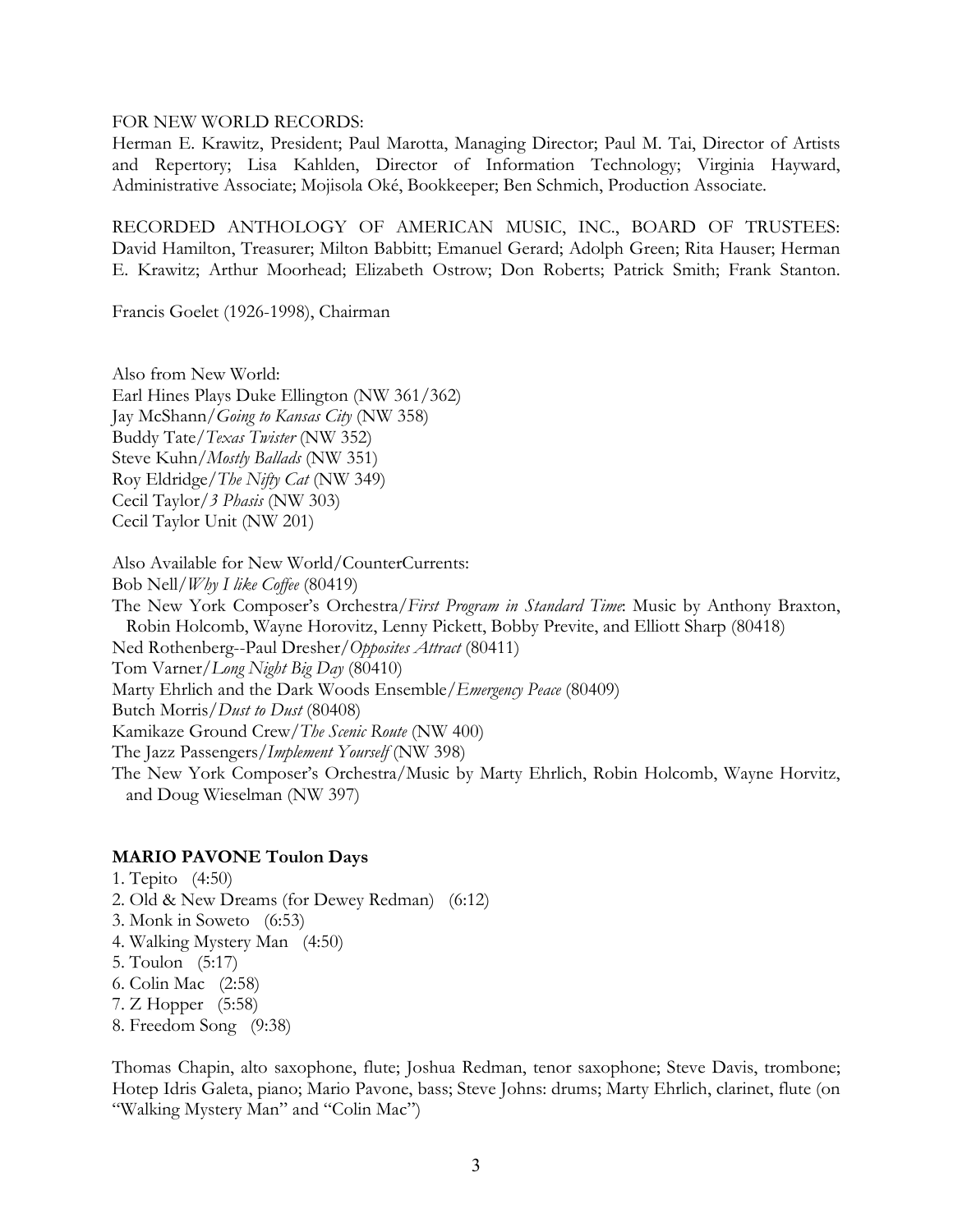FOR NEW WORLD RECORDS:
Herman E. Krawitz, President; Paul Marotta, Managing Director; Paul M. Tai, Director of Artists and Repertory; Lisa Kahlden, Director of Information Technology; Virginia Hayward, Administrative Associate; Mojisola Oké, Bookkeeper; Ben Schmich, Production Associate.

RECORDED ANTHOLOGY OF AMERICAN MUSIC, INC., BOARD OF TRUSTEES: David Hamilton, Treasurer; Milton Babbitt; Emanuel Gerard; Adolph Green; Rita Hauser; Herman E. Krawitz; Arthur Moorhead; Elizabeth Ostrow; Don Roberts; Patrick Smith; Frank Stanton.

Francis Goelet (1926-1998), Chairman

Also from New World:
Earl Hines Plays Duke Ellington (NW 361/362)
Jay McShann/*Going to Kansas City* (NW 358)
Buddy Tate/*Texas Twister* (NW 352)
Steve Kuhn/*Mostly Ballads* (NW 351)
Roy Eldridge/*The Nifty Cat* (NW 349)
Cecil Taylor/*3 Phasis* (NW 303)
Cecil Taylor Unit (NW 201)

Also Available for New World/CounterCurrents:
Bob Nell/*Why I like Coffee* (80419)
The New York Composer's Orchestra/*First Program in Standard Time*: Music by Anthony Braxton, Robin Holcomb, Wayne Horovitz, Lenny Pickett, Bobby Previte, and Elliott Sharp (80418)
Ned Rothenberg--Paul Dresher/*Opposites Attract* (80411)
Tom Varner/*Long Night Big Day* (80410)
Marty Ehrlich and the Dark Woods Ensemble/*Emergency Peace* (80409)
Butch Morris/*Dust to Dust* (80408)
Kamikaze Ground Crew/*The Scenic Route* (NW 400)
The Jazz Passengers/*Implement Yourself* (NW 398)
The New York Composer's Orchestra/Music by Marty Ehrlich, Robin Holcomb, Wayne Horvitz, and Doug Wieselman (NW 397)

**MARIO PAVONE Toulon Days**

1. Tepito (4:50)
2. Old & New Dreams (for Dewey Redman) (6:12)
3. Monk in Soweto (6:53)
4. Walking Mystery Man (4:50)
5. Toulon (5:17)
6. Colin Mac (2:58)
7. Z Hopper (5:58)
8. Freedom Song (9:38)

Thomas Chapin, alto saxophone, flute; Joshua Redman, tenor saxophone; Steve Davis, trombone; Hotep Idris Galeta, piano; Mario Pavone, bass; Steve Johns: drums; Marty Ehrlich, clarinet, flute (on "Walking Mystery Man" and "Colin Mac")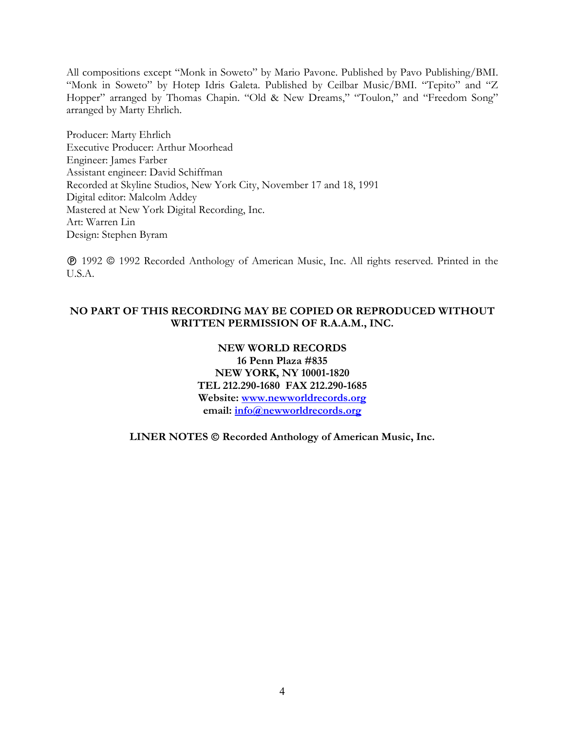All compositions except "Monk in Soweto" by Mario Pavone. Published by Pavo Publishing/BMI. "Monk in Soweto" by Hotep Idris Galeta. Published by Ceilbar Music/BMI. "Tepito" and "Z Hopper" arranged by Thomas Chapin. "Old & New Dreams," "Toulon," and "Freedom Song" arranged by Marty Ehrlich.

Producer: Marty Ehrlich
Executive Producer: Arthur Moorhead
Engineer: James Farber
Assistant engineer: David Schiffman
Recorded at Skyline Studios, New York City, November 17 and 18, 1991
Digital editor: Malcolm Addey
Mastered at New York Digital Recording, Inc.
Art: Warren Lin
Design: Stephen Byram

℗ 1992 © 1992 Recorded Anthology of American Music, Inc. All rights reserved. Printed in the U.S.A.

**NO PART OF THIS RECORDING MAY BE COPIED OR REPRODUCED WITHOUT WRITTEN PERMISSION OF R.A.A.M., INC.**

**NEW WORLD RECORDS**
**16 Penn Plaza #835**
**NEW YORK, NY 10001-1820**
**TEL 212.290-1680 FAX 212.290-1685**
**Website: www.newworldrecords.org**
**email: info@newworldrecords.org**

**LINER NOTES © Recorded Anthology of American Music, Inc.**